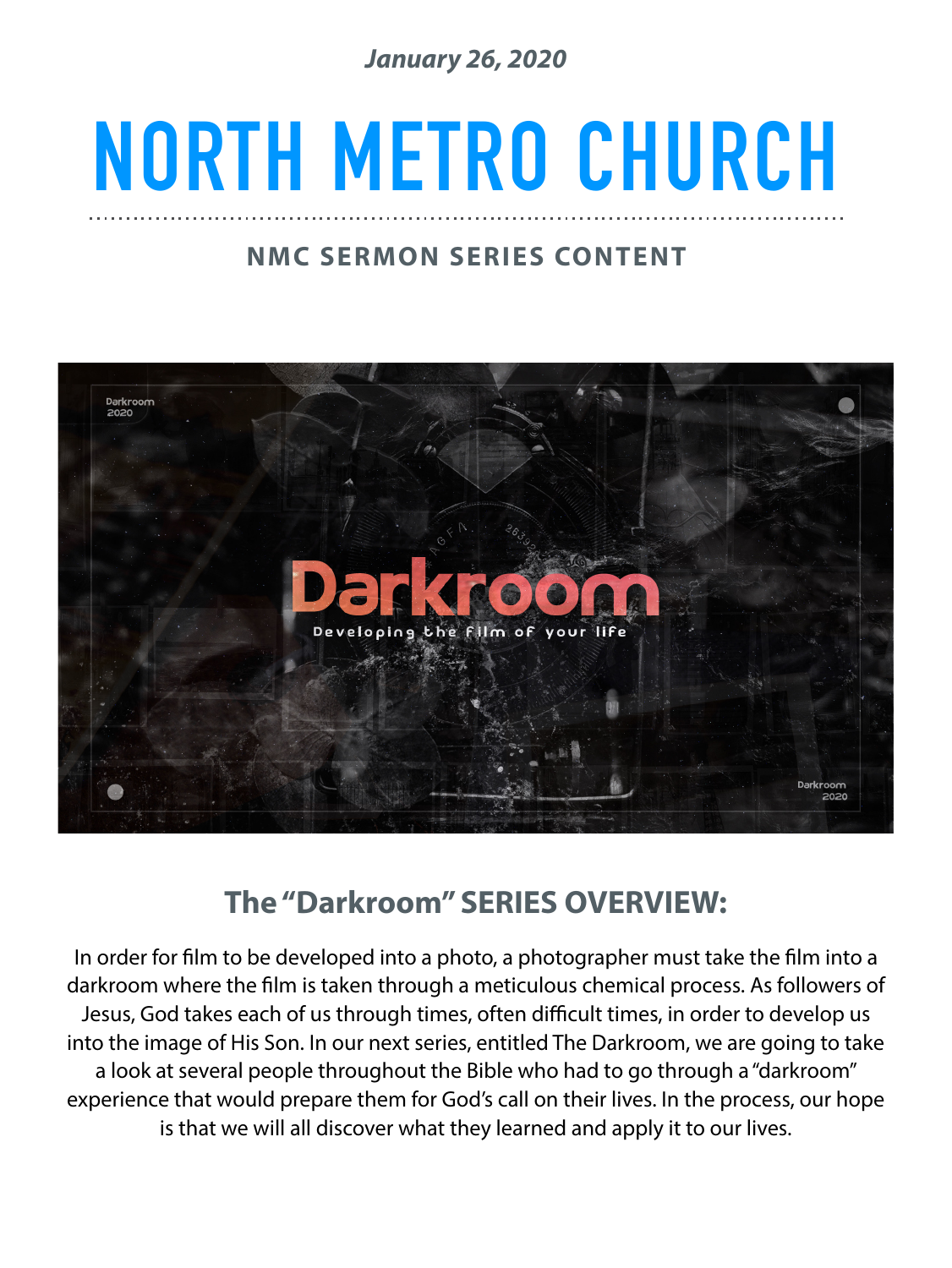*January 26, 2020*

# NORTH METRO CHURCH

## NMC SERMON SERIES CONTENT

## The "Darkroom" SERIES OVERVIEW:

In order for film to be developed into a photo, a photographer must take the film into a darkroom where the film is taken through a meticulous chemical process. As followers of Jesus, God takes each of us through times, often difficult times, in order to develop us into the image of His Son. In our next series, entitled The Darkroom, we are going to take a look at several people throughout the Bible who had to go through a "darkroom" experience that would prepare them for God's call on their lives. In the process, our hope is that we will all discover what they learned and apply it to our lives.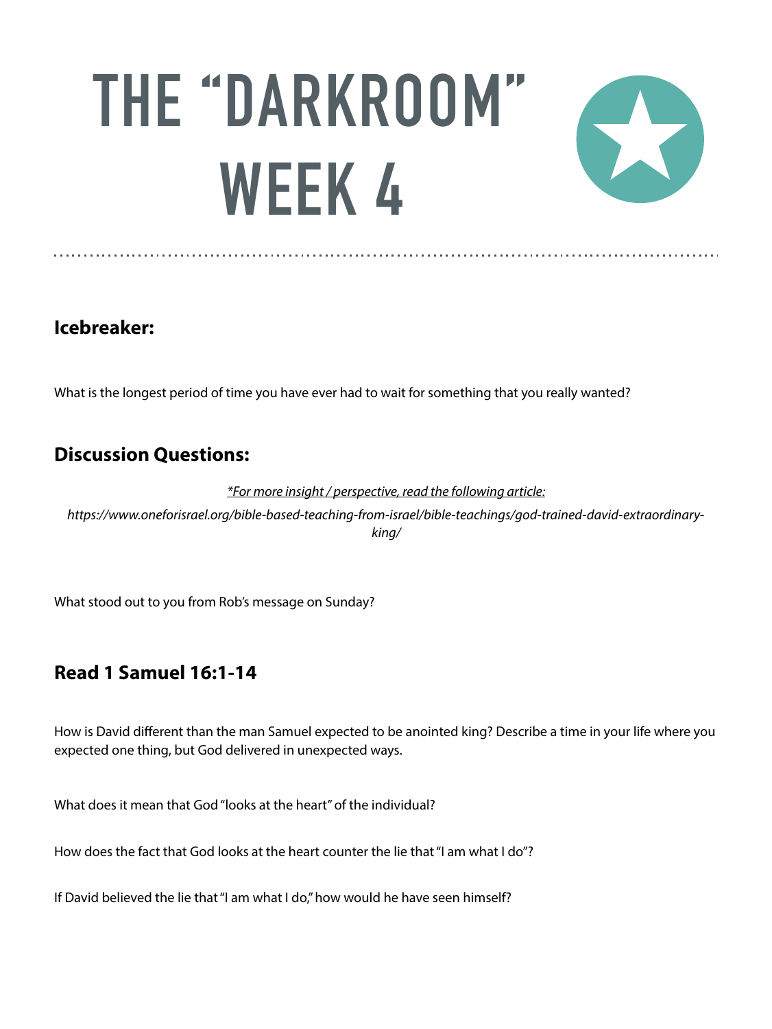# THE "DARKROOM" WEEK 4

## Icebreaker:

What is the longest period of time you have ever had to wait for something that you really wanted?

## Discussion Questions:

*<u>*For more insight / perspective, read the following article:</u>*

*https://www.oneforisrael.org/bible-based-teaching-from-israel/bible-teachings/god-trained-david-extraordinary-king/*

What stood out to you from Rob's message on Sunday?

## Read 1 Samuel 16:1-14

How is David different than the man Samuel expected to be anointed king? Describe a time in your life where you expected one thing, but God delivered in unexpected ways.

What does it mean that God "looks at the heart" of the individual?

How does the fact that God looks at the heart counter the lie that "I am what I do"?

If David believed the lie that "I am what I do," how would he have seen himself?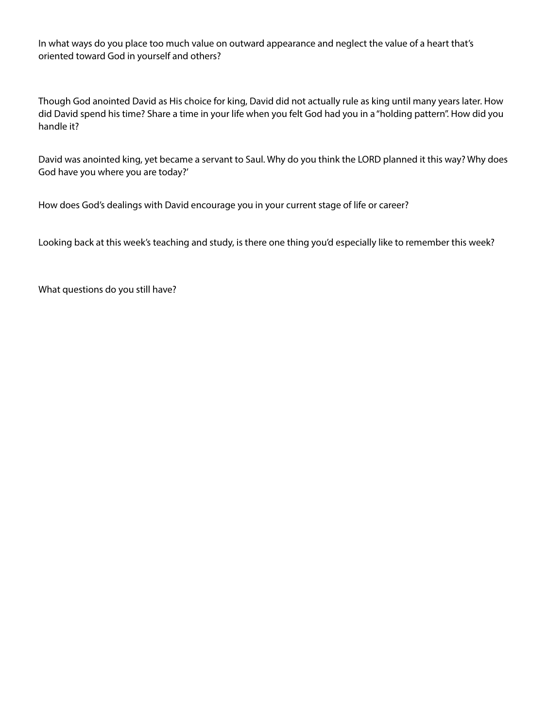In what ways do you place too much value on outward appearance and neglect the value of a heart that's oriented toward God in yourself and others?

Though God anointed David as His choice for king, David did not actually rule as king until many years later. How did David spend his time? Share a time in your life when you felt God had you in a "holding pattern". How did you handle it?

David was anointed king, yet became a servant to Saul. Why do you think the LORD planned it this way? Why does God have you where you are today?'

How does God's dealings with David encourage you in your current stage of life or career?

Looking back at this week's teaching and study, is there one thing you'd especially like to remember this week?

What questions do you still have?